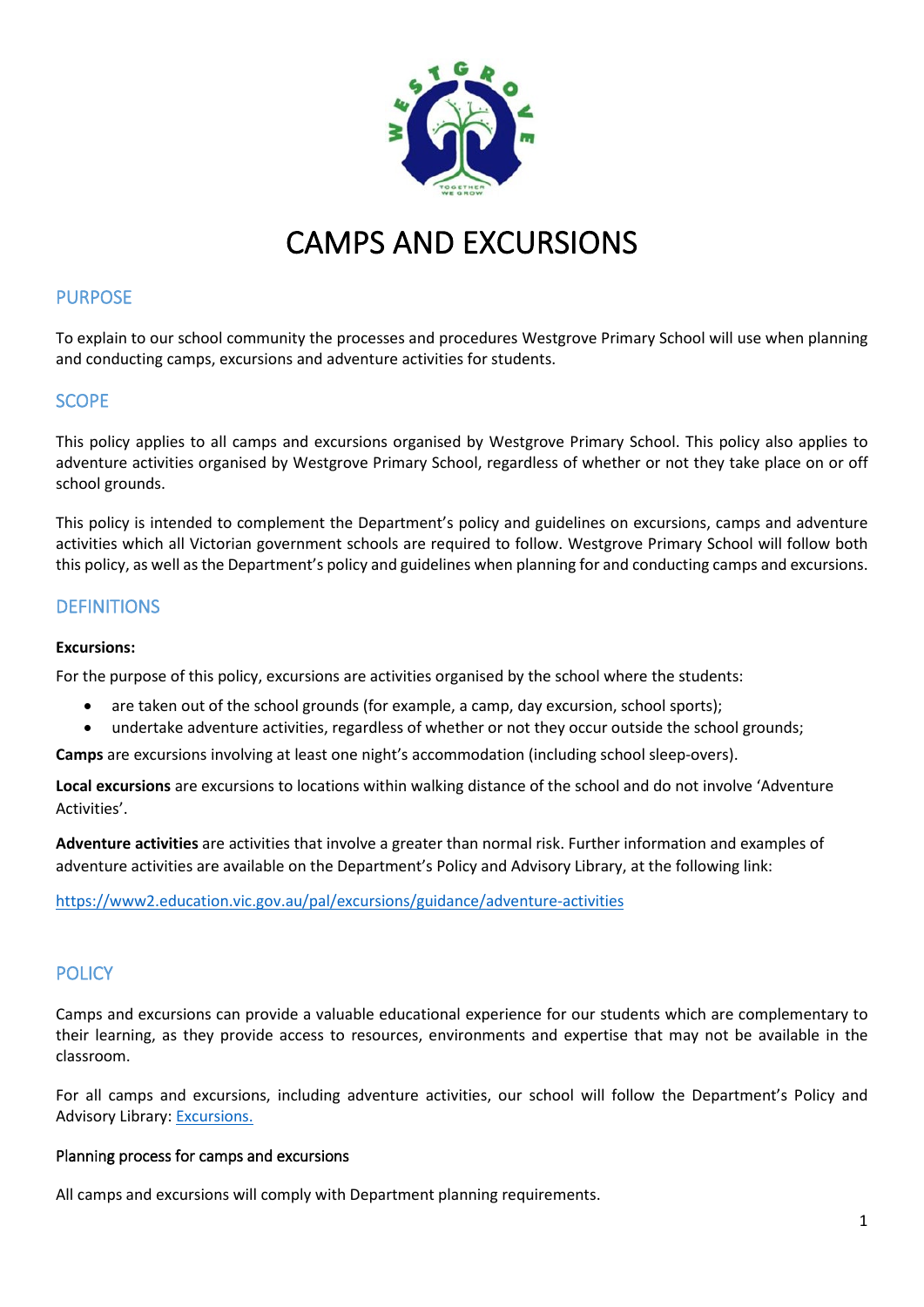# CAMPS AND EXCURSIONS

## PURPOSE

To explain to our school community the processes and procedures Westgrove Primary School will use when planning and conducting camps, excursions and adventure activities for students.

## SCOPE

This policy applies to all camps and excursions organised by Westgrove Primary School. This policy also applies to adventure activities organised by Westgrove Primary School, regardless of whether or not they take place on or off school grounds.

This policy is intended to complement the Department's policy and guidelines on excursions, camps and adventure activities which all Victorian government schools are required to follow. Westgrove Primary School will follow both this policy, as well as the Department's policy and guidelines when planning for and conducting camps and excursions.

## DEFINITIONS

**Excursions:**

For the purpose of this policy, excursions are activities organised by the school where the students:

- are taken out of the school grounds (for example, a camp, day excursion, school sports);
- undertake adventure activities, regardless of whether or not they occur outside the school grounds;

**Camps** are excursions involving at least one night's accommodation (including school sleep-overs).

**Local excursions** are excursions to locations within walking distance of the school and do not involve 'Adventure Activities'.

**Adventure activities** are activities that involve a greater than normal risk. Further information and examples of adventure activities are available on the Department's Policy and Advisory Library, at the following link:

[https://www2.education.vic.gov.au/pal/excursions/guidance/adventure-activities](https://www2.education.vic.gov.au/pal/excursions/guidance/adventure-activities)

## POLICY

Camps and excursions can provide a valuable educational experience for our students which are complementary to their learning, as they provide access to resources, environments and expertise that may not be available in the classroom.

For all camps and excursions, including adventure activities, our school will follow the Department's Policy and Advisory Library: [Excursions.](Excursions.)

### Planning process for camps and excursions

All camps and excursions will comply with Department planning requirements.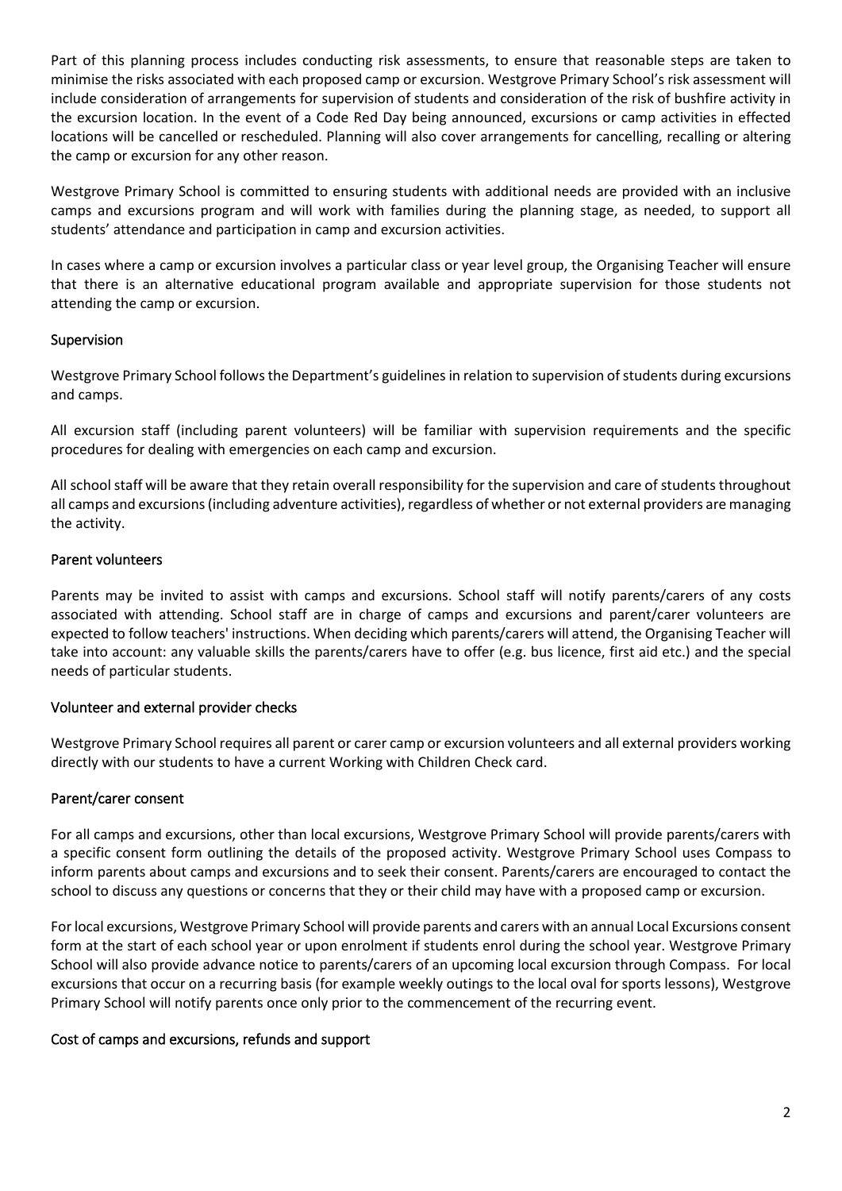Part of this planning process includes conducting risk assessments, to ensure that reasonable steps are taken to minimise the risks associated with each proposed camp or excursion. Westgrove Primary School's risk assessment will include consideration of arrangements for supervision of students and consideration of the risk of bushfire activity in the excursion location. In the event of a Code Red Day being announced, excursions or camp activities in effected locations will be cancelled or rescheduled. Planning will also cover arrangements for cancelling, recalling or altering the camp or excursion for any other reason.

Westgrove Primary School is committed to ensuring students with additional needs are provided with an inclusive camps and excursions program and will work with families during the planning stage, as needed, to support all students' attendance and participation in camp and excursion activities.

In cases where a camp or excursion involves a particular class or year level group, the Organising Teacher will ensure that there is an alternative educational program available and appropriate supervision for those students not attending the camp or excursion.

### Supervision

Westgrove Primary School follows the Department's guidelines in relation to supervision of students during excursions and camps.

All excursion staff (including parent volunteers) will be familiar with supervision requirements and the specific procedures for dealing with emergencies on each camp and excursion.

All school staff will be aware that they retain overall responsibility for the supervision and care of students throughout all camps and excursions (including adventure activities), regardless of whether or not external providers are managing the activity.

### Parent volunteers

Parents may be invited to assist with camps and excursions. School staff will notify parents/carers of any costs associated with attending. School staff are in charge of camps and excursions and parent/carer volunteers are expected to follow teachers' instructions. When deciding which parents/carers will attend, the Organising Teacher will take into account: any valuable skills the parents/carers have to offer (e.g. bus licence, first aid etc.) and the special needs of particular students.

### Volunteer and external provider checks

Westgrove Primary School requires all parent or carer camp or excursion volunteers and all external providers working directly with our students to have a current Working with Children Check card.

### Parent/carer consent

For all camps and excursions, other than local excursions, Westgrove Primary School will provide parents/carers with a specific consent form outlining the details of the proposed activity. Westgrove Primary School uses Compass to inform parents about camps and excursions and to seek their consent. Parents/carers are encouraged to contact the school to discuss any questions or concerns that they or their child may have with a proposed camp or excursion.

For local excursions, Westgrove Primary School will provide parents and carers with an annual Local Excursions consent form at the start of each school year or upon enrolment if students enrol during the school year. Westgrove Primary School will also provide advance notice to parents/carers of an upcoming local excursion through Compass. For local excursions that occur on a recurring basis (for example weekly outings to the local oval for sports lessons), Westgrove Primary School will notify parents once only prior to the commencement of the recurring event.

### Cost of camps and excursions, refunds and support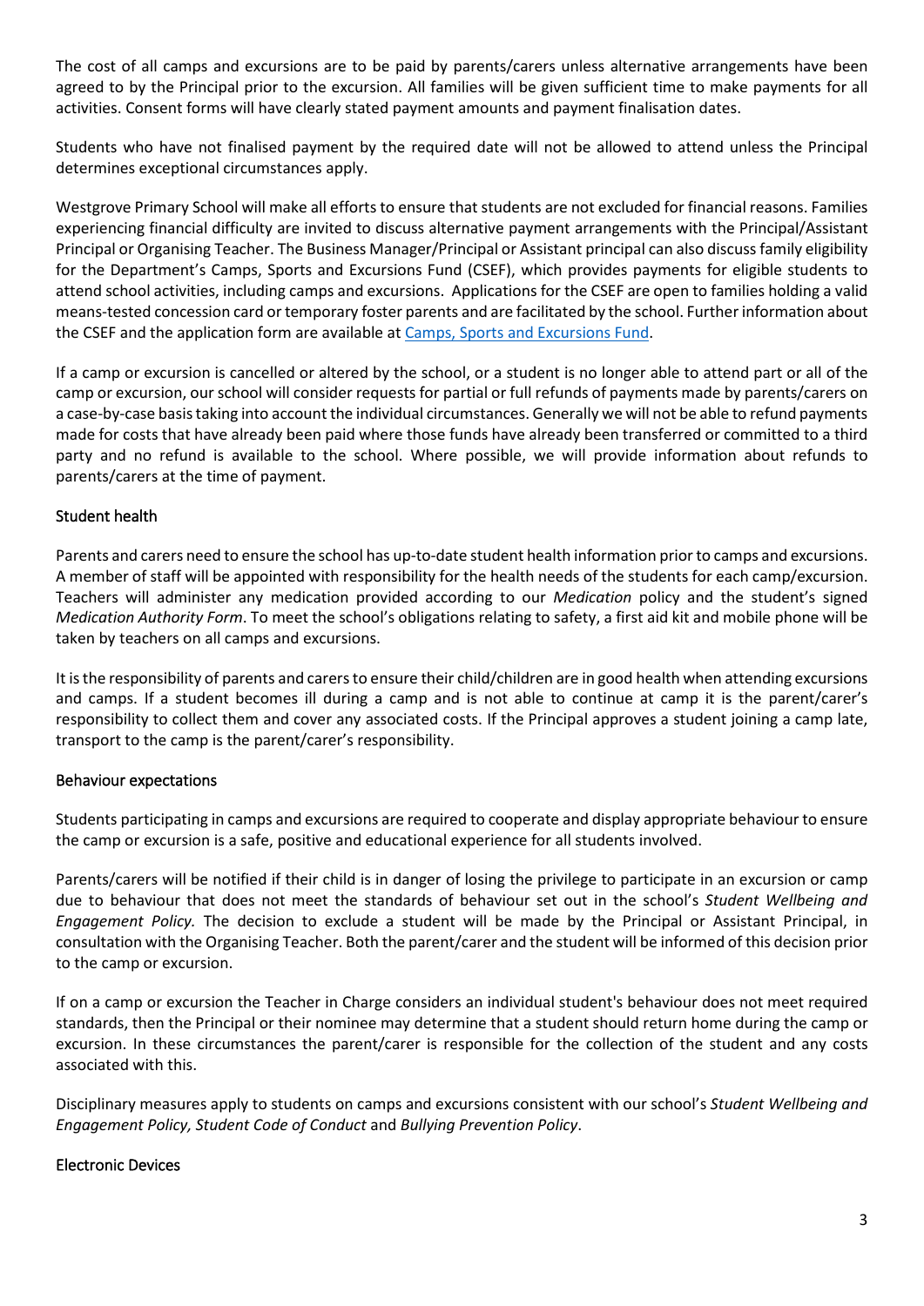The cost of all camps and excursions are to be paid by parents/carers unless alternative arrangements have been agreed to by the Principal prior to the excursion. All families will be given sufficient time to make payments for all activities. Consent forms will have clearly stated payment amounts and payment finalisation dates.

Students who have not finalised payment by the required date will not be allowed to attend unless the Principal determines exceptional circumstances apply.

Westgrove Primary School will make all efforts to ensure that students are not excluded for financial reasons. Families experiencing financial difficulty are invited to discuss alternative payment arrangements with the Principal/Assistant Principal or Organising Teacher. The Business Manager/Principal or Assistant principal can also discuss family eligibility for the Department's Camps, Sports and Excursions Fund (CSEF), which provides payments for eligible students to attend school activities, including camps and excursions. Applications for the CSEF are open to families holding a valid means-tested concession card or temporary foster parents and are facilitated by the school. Further information about the CSEF and the application form are available at [Camps, Sports and Excursions Fund](Camps, Sports and Excursions Fund).

If a camp or excursion is cancelled or altered by the school, or a student is no longer able to attend part or all of the camp or excursion, our school will consider requests for partial or full refunds of payments made by parents/carers on a case-by-case basis taking into account the individual circumstances. Generally we will not be able to refund payments made for costs that have already been paid where those funds have already been transferred or committed to a third party and no refund is available to the school. Where possible, we will provide information about refunds to parents/carers at the time of payment.

## Student health

Parents and carers need to ensure the school has up-to-date student health information prior to camps and excursions. A member of staff will be appointed with responsibility for the health needs of the students for each camp/excursion. Teachers will administer any medication provided according to our *Medication* policy and the student's signed *Medication Authority Form*. To meet the school's obligations relating to safety, a first aid kit and mobile phone will be taken by teachers on all camps and excursions.

It is the responsibility of parents and carers to ensure their child/children are in good health when attending excursions and camps. If a student becomes ill during a camp and is not able to continue at camp it is the parent/carer's responsibility to collect them and cover any associated costs. If the Principal approves a student joining a camp late, transport to the camp is the parent/carer's responsibility.

## Behaviour expectations

Students participating in camps and excursions are required to cooperate and display appropriate behaviour to ensure the camp or excursion is a safe, positive and educational experience for all students involved.

Parents/carers will be notified if their child is in danger of losing the privilege to participate in an excursion or camp due to behaviour that does not meet the standards of behaviour set out in the school's *Student Wellbeing and Engagement Policy.* The decision to exclude a student will be made by the Principal or Assistant Principal, in consultation with the Organising Teacher. Both the parent/carer and the student will be informed of this decision prior to the camp or excursion.

If on a camp or excursion the Teacher in Charge considers an individual student's behaviour does not meet required standards, then the Principal or their nominee may determine that a student should return home during the camp or excursion. In these circumstances the parent/carer is responsible for the collection of the student and any costs associated with this.

Disciplinary measures apply to students on camps and excursions consistent with our school's *Student Wellbeing and Engagement Policy, Student Code of Conduct* and *Bullying Prevention Policy*.

## Electronic Devices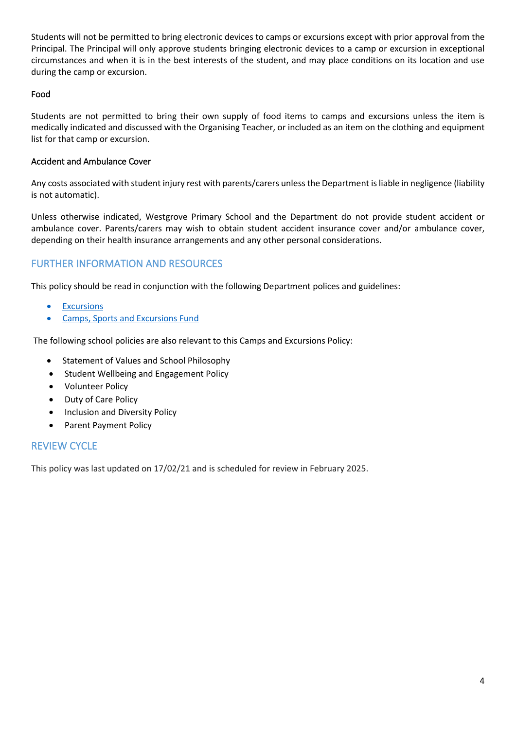Students will not be permitted to bring electronic devices to camps or excursions except with prior approval from the Principal. The Principal will only approve students bringing electronic devices to a camp or excursion in exceptional circumstances and when it is in the best interests of the student, and may place conditions on its location and use during the camp or excursion.

### Food

Students are not permitted to bring their own supply of food items to camps and excursions unless the item is medically indicated and discussed with the Organising Teacher, or included as an item on the clothing and equipment list for that camp or excursion.

### Accident and Ambulance Cover

Any costs associated with student injury rest with parents/carers unless the Department is liable in negligence (liability is not automatic).

Unless otherwise indicated, Westgrove Primary School and the Department do not provide student accident or ambulance cover. Parents/carers may wish to obtain student accident insurance cover and/or ambulance cover, depending on their health insurance arrangements and any other personal considerations.

## FURTHER INFORMATION AND RESOURCES

This policy should be read in conjunction with the following Department polices and guidelines:

- Excursions
- Camps, Sports and Excursions Fund

The following school policies are also relevant to this Camps and Excursions Policy:

- Statement of Values and School Philosophy
- Student Wellbeing and Engagement Policy
- Volunteer Policy
- Duty of Care Policy
- Inclusion and Diversity Policy
- Parent Payment Policy

## REVIEW CYCLE

This policy was last updated on 17/02/21 and is scheduled for review in February 2025.